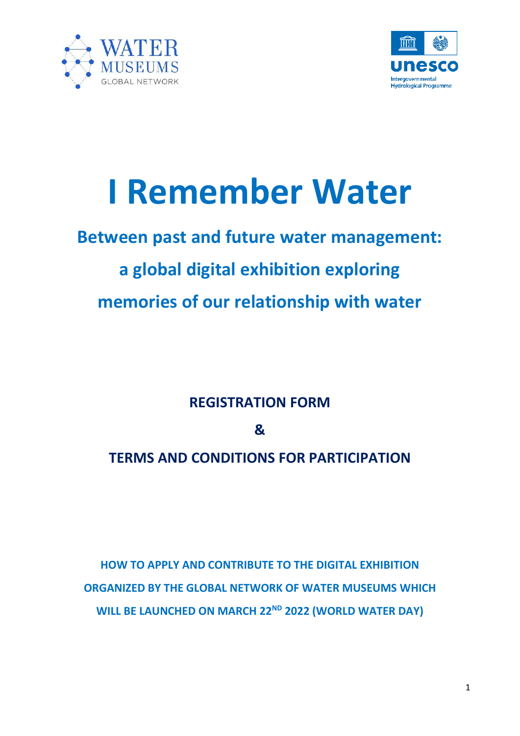# I Remember Water

## Between past and future water management: a global digital exhibition exploring memories of our relationship with water

**REGISTRATION FORM**

**&**

**TERMS AND CONDITIONS FOR PARTICIPATION**

**HOW TO APPLY AND CONTRIBUTE TO THE DIGITAL EXHIBITION ORGANIZED BY THE GLOBAL NETWORK OF WATER MUSEUMS WHICH WILL BE LAUNCHED ON MARCH 22ND 2022 (WORLD WATER DAY)**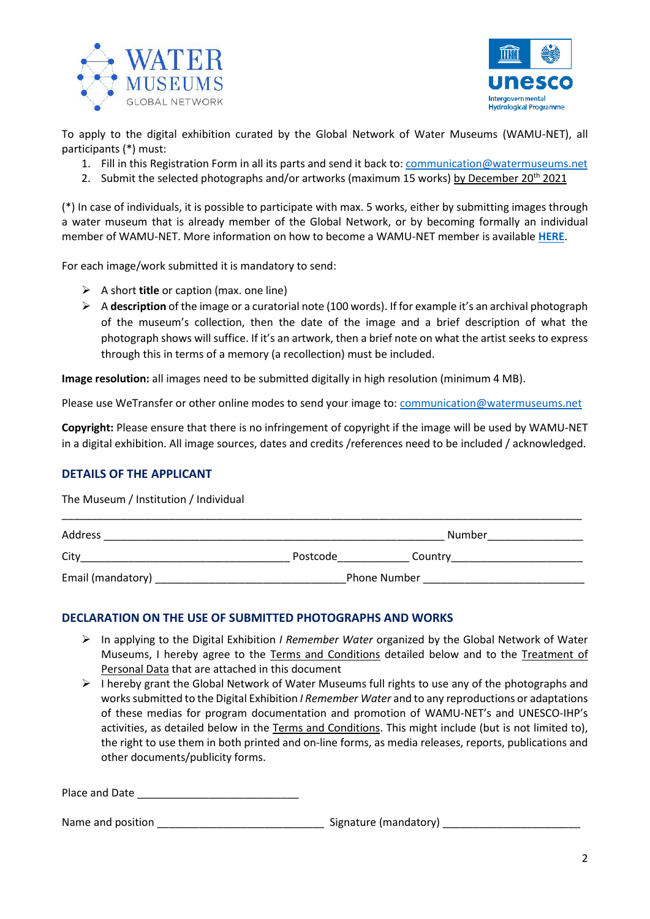To apply to the digital exhibition curated by the Global Network of Water Museums (WAMU-NET), all participants (*) must:

1. Fill in this Registration Form in all its parts and send it back to: communication@watermuseums.net
2. Submit the selected photographs and/or artworks (maximum 15 works) by December 20th 2021

(*) In case of individuals, it is possible to participate with max. 5 works, either by submitting images through a water museum that is already member of the Global Network, or by becoming formally an individual member of WAMU-NET. More information on how to become a WAMU-NET member is available **HERE**.

For each image/work submitted it is mandatory to send:

- A short **title** or caption (max. one line)
- A **description** of the image or a curatorial note (100 words). If for example it's an archival photograph of the museum's collection, then the date of the image and a brief description of what the photograph shows will suffice. If it's an artwork, then a brief note on what the artist seeks to express through this in terms of a memory (a recollection) must be included.

**Image resolution:** all images need to be submitted digitally in high resolution (minimum 4 MB).

Please use WeTransfer or other online modes to send your image to: communication@watermuseums.net

**Copyright:** Please ensure that there is no infringement of copyright if the image will be used by WAMU-NET in a digital exhibition. All image sources, dates and credits /references need to be included / acknowledged.

## DETAILS OF THE APPLICANT

The Museum / Institution / Individual

___________________________________________________________________________

Address ___________________________________________________ Number______________

City_________________________________ Postcode___________ Country____________________

Email (mandatory) ______________________________Phone Number _________________________

## DECLARATION ON THE USE OF SUBMITTED PHOTOGRAPHS AND WORKS

- In applying to the Digital Exhibition *I Remember Water* organized by the Global Network of Water Museums, I hereby agree to the Terms and Conditions detailed below and to the Treatment of Personal Data that are attached in this document
- I hereby grant the Global Network of Water Museums full rights to use any of the photographs and works submitted to the Digital Exhibition *I Remember Water* and to any reproductions or adaptations of these medias for program documentation and promotion of WAMU-NET's and UNESCO-IHP's activities, as detailed below in the Terms and Conditions. This might include (but is not limited to), the right to use them in both printed and on-line forms, as media releases, reports, publications and other documents/publicity forms.

Place and Date __________________________

Name and position __________________________ Signature (mandatory) ______________________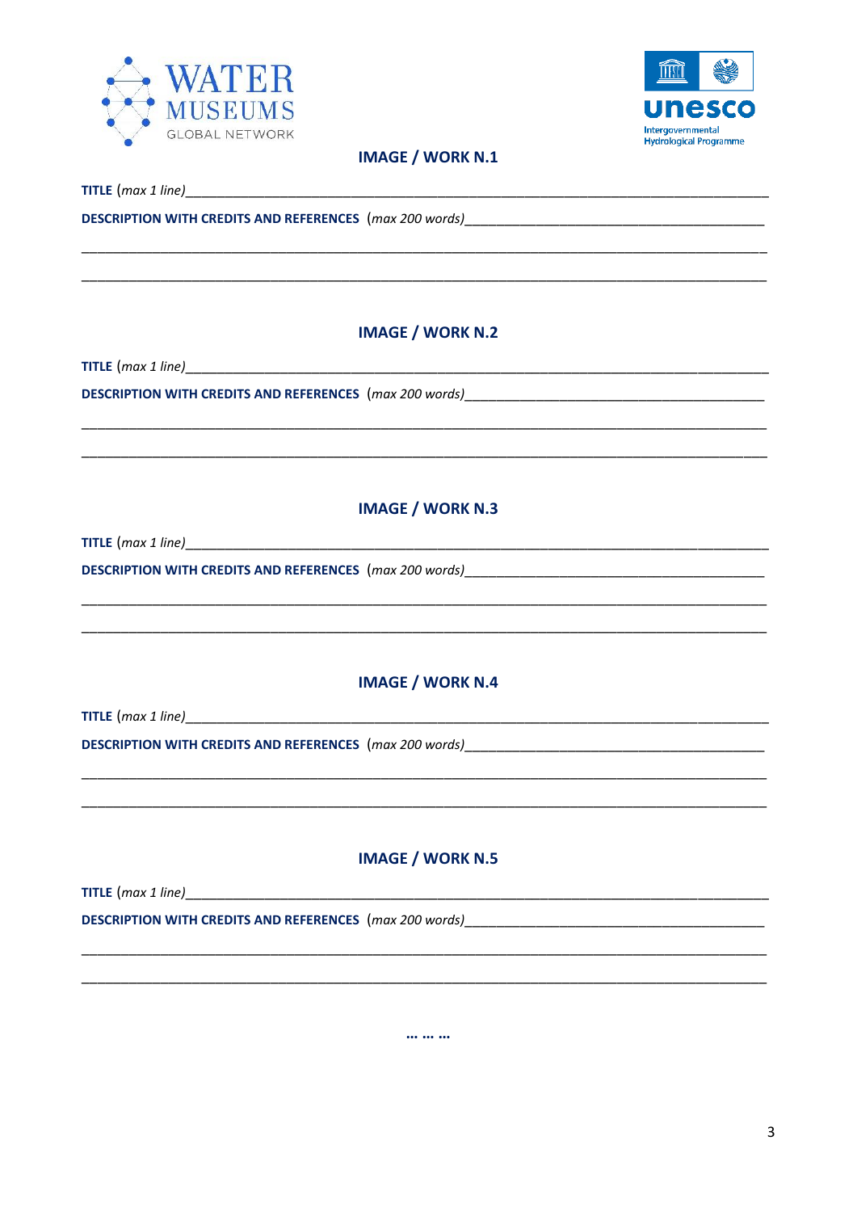## IMAGE / WORK N.1

**TITLE** (*max 1 line*)\_\_\_\_\_\_\_\_\_\_\_\_\_\_\_\_\_\_\_\_\_\_\_\_\_\_\_\_\_\_\_\_\_\_\_\_\_\_\_\_\_\_\_\_\_\_\_\_\_\_\_\_\_\_\_\_\_\_\_\_

**DESCRIPTION WITH CREDITS AND REFERENCES** (*max 200 words*)\_\_\_\_\_\_\_\_\_\_\_\_\_\_\_\_\_\_\_\_\_\_\_\_\_\_\_\_\_\_\_\_\_\_\_\_

\_\_\_\_\_\_\_\_\_\_\_\_\_\_\_\_\_\_\_\_\_\_\_\_\_\_\_\_\_\_\_\_\_\_\_\_\_\_\_\_\_\_\_\_\_\_\_\_\_\_\_\_\_\_\_\_\_\_\_\_\_\_\_\_\_\_\_\_\_\_\_\_\_\_\_\_\_\_\_\_\_\_\_\_

\_\_\_\_\_\_\_\_\_\_\_\_\_\_\_\_\_\_\_\_\_\_\_\_\_\_\_\_\_\_\_\_\_\_\_\_\_\_\_\_\_\_\_\_\_\_\_\_\_\_\_\_\_\_\_\_\_\_\_\_\_\_\_\_\_\_\_\_\_\_\_\_\_\_\_\_\_\_\_\_\_\_\_\_

## IMAGE / WORK N.2

**TITLE** (*max 1 line*)\_\_\_\_\_\_\_\_\_\_\_\_\_\_\_\_\_\_\_\_\_\_\_\_\_\_\_\_\_\_\_\_\_\_\_\_\_\_\_\_\_\_\_\_\_\_\_\_\_\_\_\_\_\_\_\_\_\_\_\_

**DESCRIPTION WITH CREDITS AND REFERENCES** (*max 200 words*)\_\_\_\_\_\_\_\_\_\_\_\_\_\_\_\_\_\_\_\_\_\_\_\_\_\_\_\_\_\_\_\_\_\_\_\_

\_\_\_\_\_\_\_\_\_\_\_\_\_\_\_\_\_\_\_\_\_\_\_\_\_\_\_\_\_\_\_\_\_\_\_\_\_\_\_\_\_\_\_\_\_\_\_\_\_\_\_\_\_\_\_\_\_\_\_\_\_\_\_\_\_\_\_\_\_\_\_\_\_\_\_\_\_\_\_\_\_\_\_\_

\_\_\_\_\_\_\_\_\_\_\_\_\_\_\_\_\_\_\_\_\_\_\_\_\_\_\_\_\_\_\_\_\_\_\_\_\_\_\_\_\_\_\_\_\_\_\_\_\_\_\_\_\_\_\_\_\_\_\_\_\_\_\_\_\_\_\_\_\_\_\_\_\_\_\_\_\_\_\_\_\_\_\_\_

## IMAGE / WORK N.3

**TITLE** (*max 1 line*)\_\_\_\_\_\_\_\_\_\_\_\_\_\_\_\_\_\_\_\_\_\_\_\_\_\_\_\_\_\_\_\_\_\_\_\_\_\_\_\_\_\_\_\_\_\_\_\_\_\_\_\_\_\_\_\_\_\_\_\_

**DESCRIPTION WITH CREDITS AND REFERENCES** (*max 200 words*)\_\_\_\_\_\_\_\_\_\_\_\_\_\_\_\_\_\_\_\_\_\_\_\_\_\_\_\_\_\_\_\_\_\_\_\_

\_\_\_\_\_\_\_\_\_\_\_\_\_\_\_\_\_\_\_\_\_\_\_\_\_\_\_\_\_\_\_\_\_\_\_\_\_\_\_\_\_\_\_\_\_\_\_\_\_\_\_\_\_\_\_\_\_\_\_\_\_\_\_\_\_\_\_\_\_\_\_\_\_\_\_\_\_\_\_\_\_\_\_\_

\_\_\_\_\_\_\_\_\_\_\_\_\_\_\_\_\_\_\_\_\_\_\_\_\_\_\_\_\_\_\_\_\_\_\_\_\_\_\_\_\_\_\_\_\_\_\_\_\_\_\_\_\_\_\_\_\_\_\_\_\_\_\_\_\_\_\_\_\_\_\_\_\_\_\_\_\_\_\_\_\_\_\_\_

## IMAGE / WORK N.4

**TITLE** (*max 1 line*)\_\_\_\_\_\_\_\_\_\_\_\_\_\_\_\_\_\_\_\_\_\_\_\_\_\_\_\_\_\_\_\_\_\_\_\_\_\_\_\_\_\_\_\_\_\_\_\_\_\_\_\_\_\_\_\_\_\_\_\_

**DESCRIPTION WITH CREDITS AND REFERENCES** (*max 200 words*)\_\_\_\_\_\_\_\_\_\_\_\_\_\_\_\_\_\_\_\_\_\_\_\_\_\_\_\_\_\_\_\_\_\_\_\_

\_\_\_\_\_\_\_\_\_\_\_\_\_\_\_\_\_\_\_\_\_\_\_\_\_\_\_\_\_\_\_\_\_\_\_\_\_\_\_\_\_\_\_\_\_\_\_\_\_\_\_\_\_\_\_\_\_\_\_\_\_\_\_\_\_\_\_\_\_\_\_\_\_\_\_\_\_\_\_\_\_\_\_\_

\_\_\_\_\_\_\_\_\_\_\_\_\_\_\_\_\_\_\_\_\_\_\_\_\_\_\_\_\_\_\_\_\_\_\_\_\_\_\_\_\_\_\_\_\_\_\_\_\_\_\_\_\_\_\_\_\_\_\_\_\_\_\_\_\_\_\_\_\_\_\_\_\_\_\_\_\_\_\_\_\_\_\_\_

## IMAGE / WORK N.5

**TITLE** (*max 1 line*)\_\_\_\_\_\_\_\_\_\_\_\_\_\_\_\_\_\_\_\_\_\_\_\_\_\_\_\_\_\_\_\_\_\_\_\_\_\_\_\_\_\_\_\_\_\_\_\_\_\_\_\_\_\_\_\_\_\_\_\_

**DESCRIPTION WITH CREDITS AND REFERENCES** (*max 200 words*)\_\_\_\_\_\_\_\_\_\_\_\_\_\_\_\_\_\_\_\_\_\_\_\_\_\_\_\_\_\_\_\_\_\_\_\_

\_\_\_\_\_\_\_\_\_\_\_\_\_\_\_\_\_\_\_\_\_\_\_\_\_\_\_\_\_\_\_\_\_\_\_\_\_\_\_\_\_\_\_\_\_\_\_\_\_\_\_\_\_\_\_\_\_\_\_\_\_\_\_\_\_\_\_\_\_\_\_\_\_\_\_\_\_\_\_\_\_\_\_\_

\_\_\_\_\_\_\_\_\_\_\_\_\_\_\_\_\_\_\_\_\_\_\_\_\_\_\_\_\_\_\_\_\_\_\_\_\_\_\_\_\_\_\_\_\_\_\_\_\_\_\_\_\_\_\_\_\_\_\_\_\_\_\_\_\_\_\_\_\_\_\_\_\_\_\_\_\_\_\_\_\_\_\_\_

**… … …**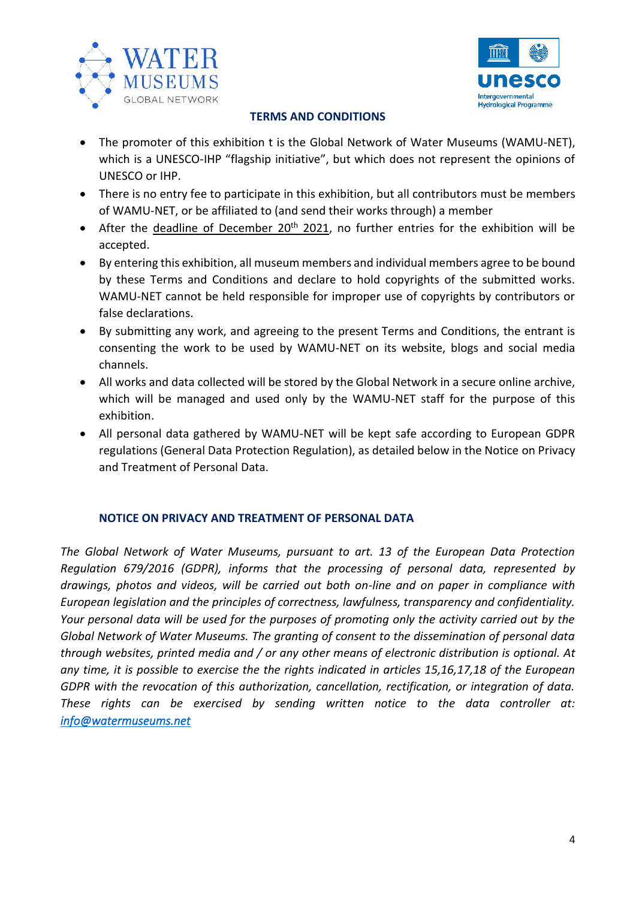## TERMS AND CONDITIONS

- The promoter of this exhibition t is the Global Network of Water Museums (WAMU-NET), which is a UNESCO-IHP "flagship initiative", but which does not represent the opinions of UNESCO or IHP.
- There is no entry fee to participate in this exhibition, but all contributors must be members of WAMU-NET, or be affiliated to (and send their works through) a member
- After the deadline of December 20th 2021, no further entries for the exhibition will be accepted.
- By entering this exhibition, all museum members and individual members agree to be bound by these Terms and Conditions and declare to hold copyrights of the submitted works. WAMU-NET cannot be held responsible for improper use of copyrights by contributors or false declarations.
- By submitting any work, and agreeing to the present Terms and Conditions, the entrant is consenting the work to be used by WAMU-NET on its website, blogs and social media channels.
- All works and data collected will be stored by the Global Network in a secure online archive, which will be managed and used only by the WAMU-NET staff for the purpose of this exhibition.
- All personal data gathered by WAMU-NET will be kept safe according to European GDPR regulations (General Data Protection Regulation), as detailed below in the Notice on Privacy and Treatment of Personal Data.

### NOTICE ON PRIVACY AND TREATMENT OF PERSONAL DATA

*The Global Network of Water Museums, pursuant to art. 13 of the European Data Protection Regulation 679/2016 (GDPR), informs that the processing of personal data, represented by drawings, photos and videos, will be carried out both on-line and on paper in compliance with European legislation and the principles of correctness, lawfulness, transparency and confidentiality. Your personal data will be used for the purposes of promoting only the activity carried out by the Global Network of Water Museums. The granting of consent to the dissemination of personal data through websites, printed media and / or any other means of electronic distribution is optional. At any time, it is possible to exercise the the rights indicated in articles 15,16,17,18 of the European GDPR with the revocation of this authorization, cancellation, rectification, or integration of data. These rights can be exercised by sending written notice to the data controller at: info@watermuseums.net*